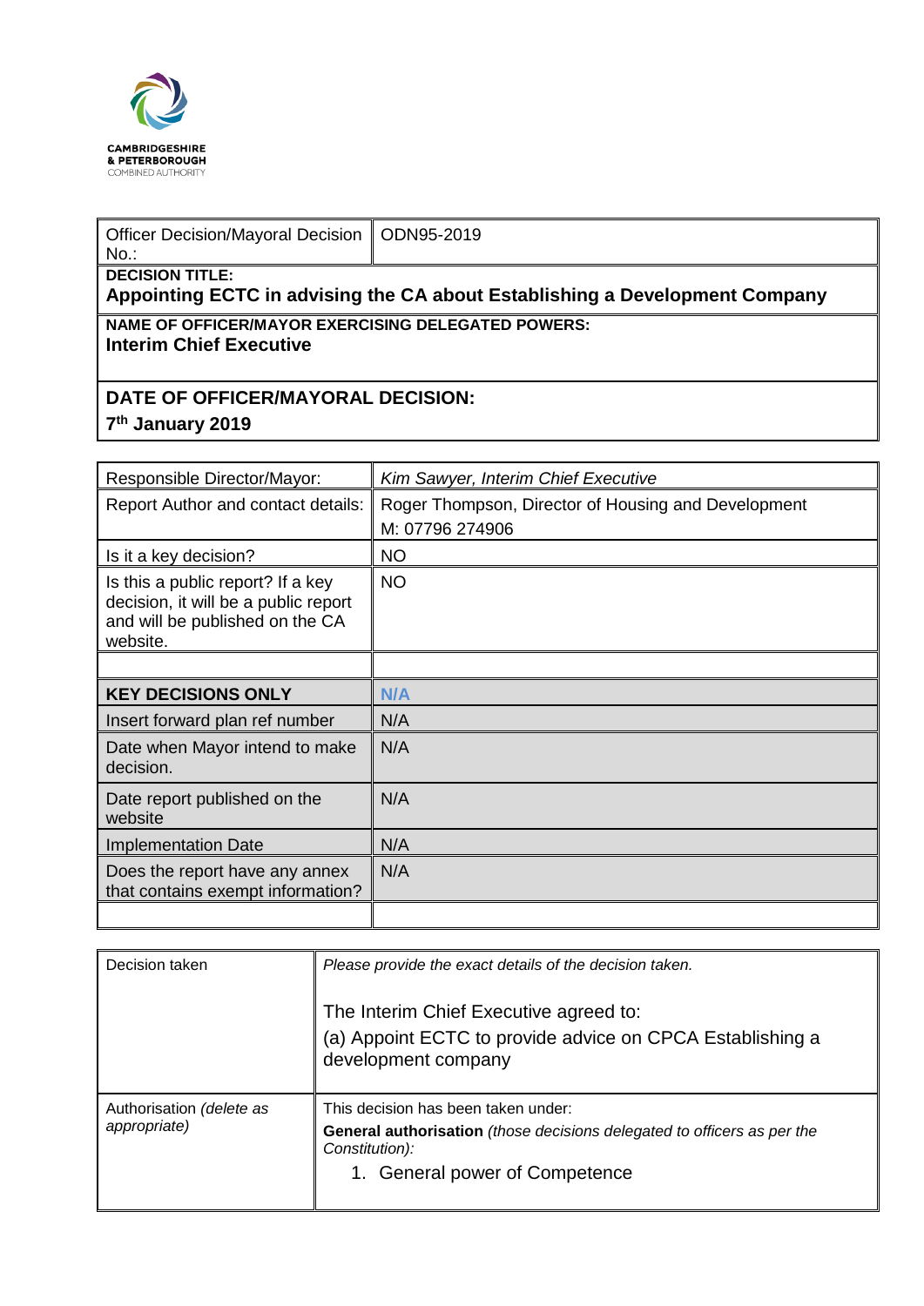CAMBRIDGESHIRE & PETERBOROUGH COMBINED AUTHORITY

| Officer Decision/Mayoral Decision No.: | ODN95-2019 |
|---|---|
| **DECISION TITLE:** **Appointing ECTC in advising the CA about Establishing a Development Company** | |
| **NAME OF OFFICER/MAYOR EXERCISING DELEGATED POWERS:** **Interim Chief Executive** | |
| **DATE OF OFFICER/MAYORAL DECISION:** **7th January 2019** | |

| Responsible Director/Mayor: | *Kim Sawyer, Interim Chief Executive* |
|---|---|
| Report Author and contact details: | Roger Thompson, Director of Housing and Development M: 07796 274906 |
| Is it a key decision? | NO |
| Is this a public report? If a key decision, it will be a public report and will be published on the CA website. | NO |
| | |
| **KEY DECISIONS ONLY** | **N/A** |
| Insert forward plan ref number | N/A |
| Date when Mayor intend to make decision. | N/A |
| Date report published on the website | N/A |
| Implementation Date | N/A |
| Does the report have any annex that contains exempt information? | N/A |
| | |

| Decision taken | *Please provide the exact details of the decision taken.* The Interim Chief Executive agreed to: (a) Appoint ECTC to provide advice on CPCA Establishing a development company |
|---|---|
| Authorisation *(delete as appropriate)* | This decision has been taken under: **General authorisation** *(those decisions delegated to officers as per the Constitution):* 1. General power of Competence |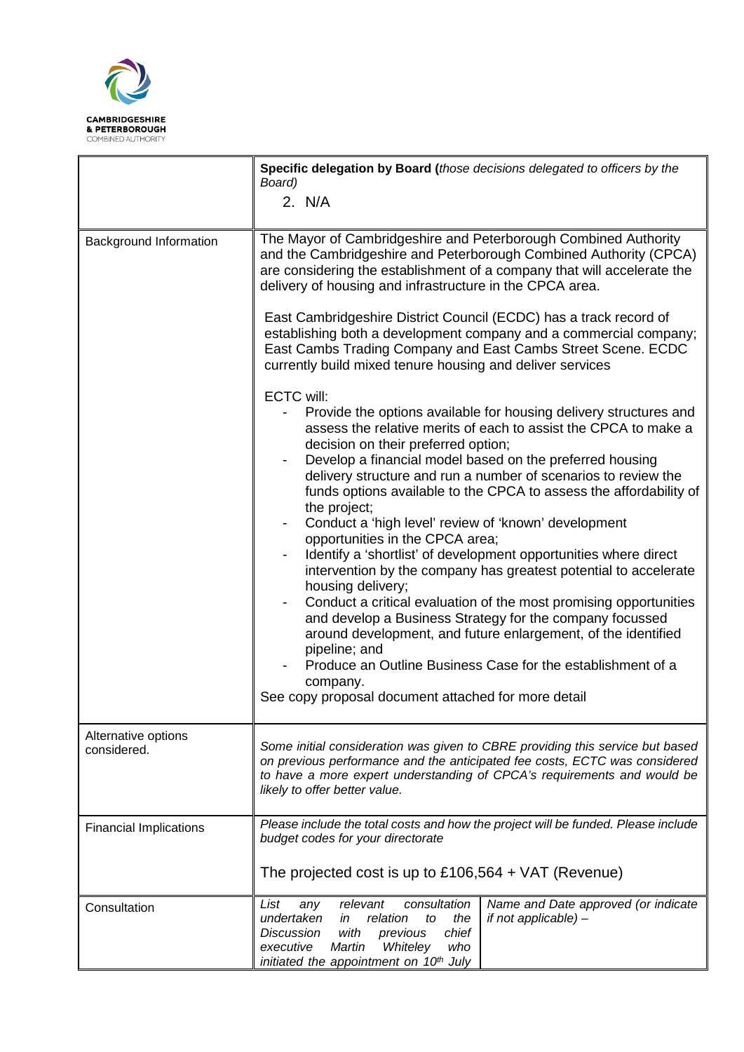CAMBRIDGESHIRE & PETERBOROUGH COMBINED AUTHORITY

| | |
|---|---|
| | **Specific delegation by Board (***those decisions delegated to officers by the Board)*<br>2. N/A |
| Background Information | The Mayor of Cambridgeshire and Peterborough Combined Authority and the Cambridgeshire and Peterborough Combined Authority (CPCA) are considering the establishment of a company that will accelerate the delivery of housing and infrastructure in the CPCA area.<br><br>East Cambridgeshire District Council (ECDC) has a track record of establishing both a development company and a commercial company; East Cambs Trading Company and East Cambs Street Scene. ECDC currently build mixed tenure housing and deliver services<br><br>ECTC will:<br>- Provide the options available for housing delivery structures and assess the relative merits of each to assist the CPCA to make a decision on their preferred option;<br>- Develop a financial model based on the preferred housing delivery structure and run a number of scenarios to review the funds options available to the CPCA to assess the affordability of the project;<br>- Conduct a 'high level' review of 'known' development opportunities in the CPCA area;<br>- Identify a 'shortlist' of development opportunities where direct intervention by the company has greatest potential to accelerate housing delivery;<br>- Conduct a critical evaluation of the most promising opportunities and develop a Business Strategy for the company focussed around development, and future enlargement, of the identified pipeline; and<br>- Produce an Outline Business Case for the establishment of a company.<br><br>See copy proposal document attached for more detail |
| Alternative options considered. | *Some initial consideration was given to CBRE providing this service but based on previous performance and the anticipated fee costs, ECTC was considered to have a more expert understanding of CPCA's requirements and would be likely to offer better value.* |
| Financial Implications | *Please include the total costs and how the project will be funded. Please include budget codes for your directorate*<br><br>The projected cost is up to £106,564 + VAT (Revenue) |
| Consultation | *List any relevant consultation undertaken in relation to the Discussion with previous chief executive Martin Whiteley who initiated the appointment on 10th July* — *Name and Date approved (or indicate if not applicable) –* |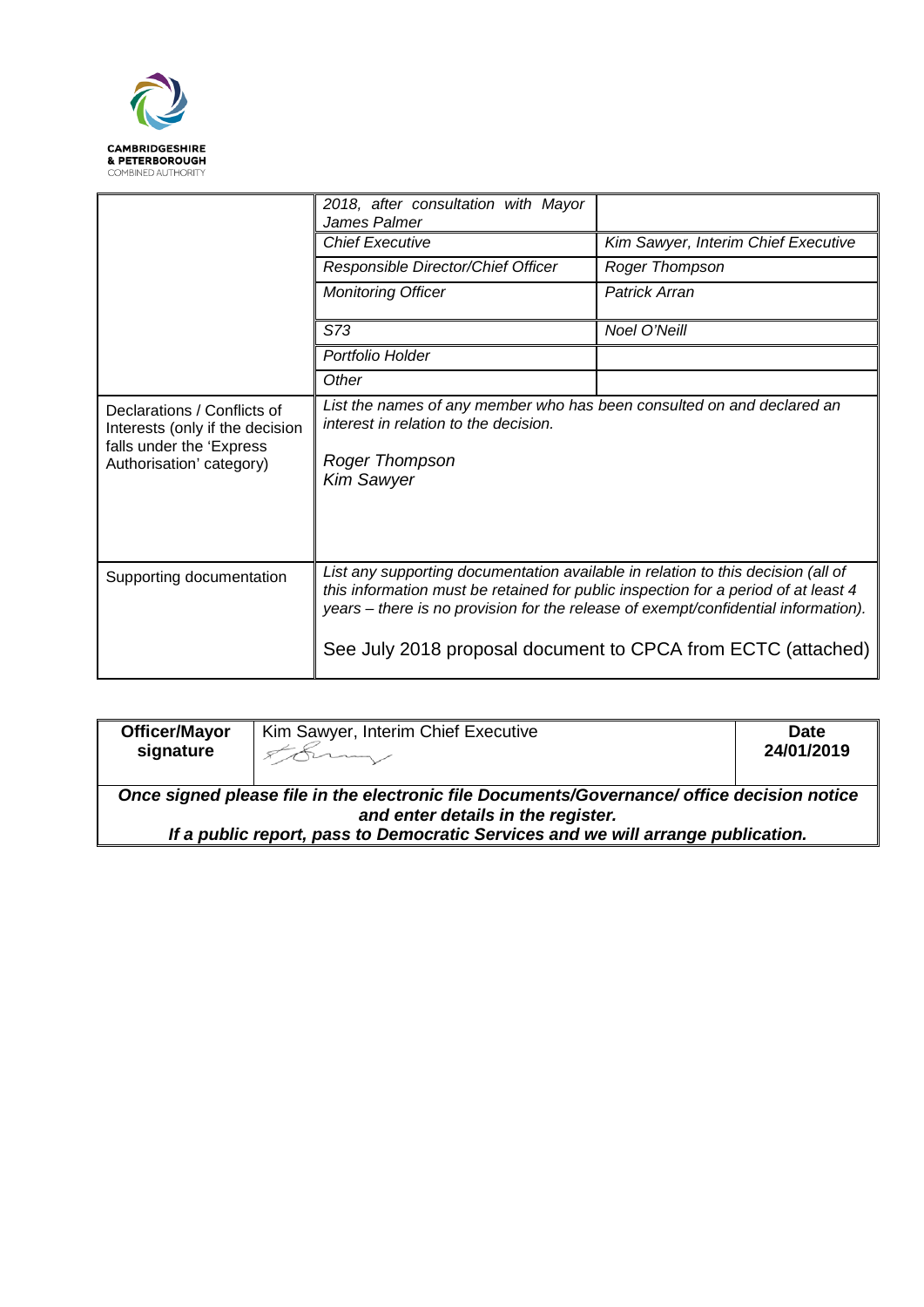| | | |
|---|---|---|
| | *2018, after consultation with Mayor James Palmer* | |
| | *Chief Executive* | *Kim Sawyer, Interim Chief Executive* |
| | *Responsible Director/Chief Officer* | *Roger Thompson* |
| | *Monitoring Officer* | *Patrick Arran* |
| | *S73* | *Noel O'Neill* |
| | *Portfolio Holder* | |
| | *Other* | |
| Declarations / Conflicts of Interests (only if the decision falls under the 'Express Authorisation' category) | *List the names of any member who has been consulted on and declared an interest in relation to the decision.*<br><br>*Roger Thompson*<br>*Kim Sawyer* | |
| Supporting documentation | *List any supporting documentation available in relation to this decision (all of this information must be retained for public inspection for a period of at least 4 years – there is no provision for the release of exempt/confidential information).*<br><br>See July 2018 proposal document to CPCA from ECTC (attached) | |

| **Officer/Mayor signature** | Kim Sawyer, Interim Chief Executive | **Date 24/01/2019** |
|---|---|---|

***Once signed please file in the electronic file Documents/Governance/ office decision notice and enter details in the register.***
***If a public report, pass to Democratic Services and we will arrange publication.***